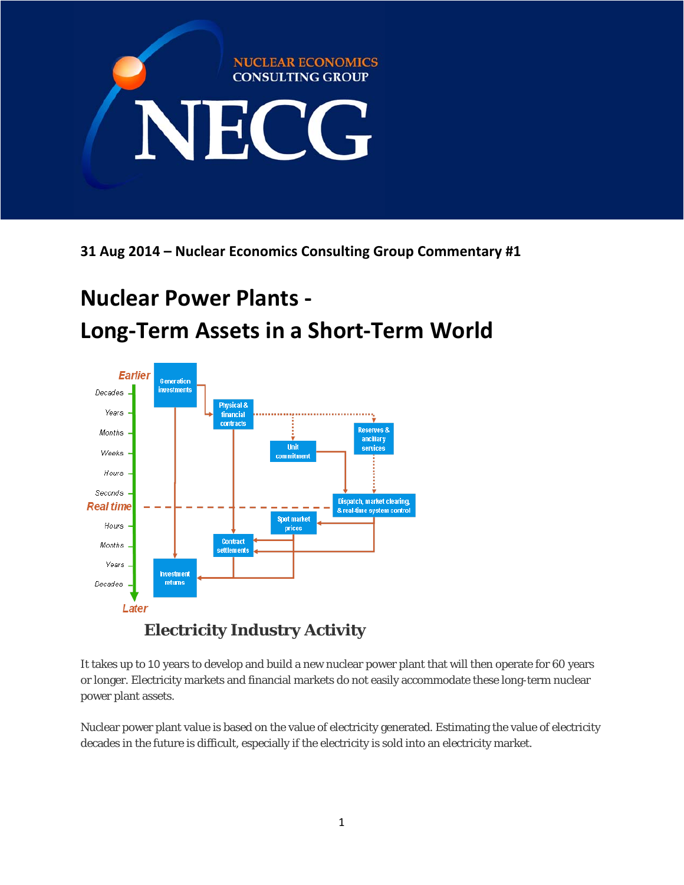31 Aug 2014 – Nuclear Economics Consulting Group Commentary #1

# Nuclear Power Plants - Long-Term Assets in a Short-Term World

Electricity Industry Activity

It takes up to 10 years to develop and build a new nuclear power plant that will then operate for 60 years or longer. Electricity markets and financial markets do not easily accommodate these long-term nuclear power plant assets.

Nuclear power plant value is based on the value of electricity generated. Estimating the value of electricity decades in the future is difficult, especially if the electricity is sold into an electricity market.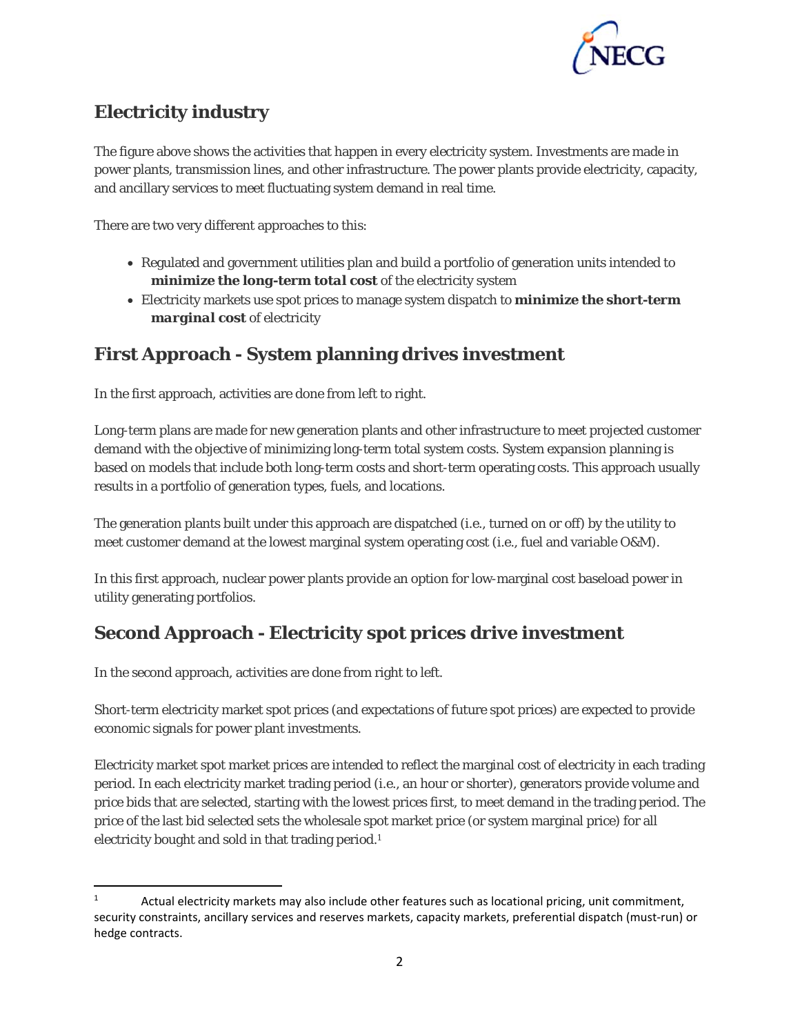## Electricity industry

The figure above shows the activities that happen in every electricity system. Investments are made in power plants, transmission lines, and other infrastructure. The power plants provide electricity, capacity, and ancillary services to meet fluctuating system demand in real time.

There are two very different approaches to this:

- Regulated and government utilities plan and build a portfolio of generation units intended to ***minimize the long-term total cost*** of the electricity system
- Electricity markets use spot prices to manage system dispatch to ***minimize the short-term marginal cost*** of electricity

## First Approach - System planning drives investment

In the first approach, activities are done from left to right.

Long-term plans are made for new generation plants and other infrastructure to meet projected customer demand with the objective of minimizing long-term total system costs. System expansion planning is based on models that include both long-term costs and short-term operating costs. This approach usually results in a portfolio of generation types, fuels, and locations.

The generation plants built under this approach are dispatched (i.e., turned on or off) by the utility to meet customer demand at the lowest marginal system operating cost (i.e., fuel and variable O&M).

In this first approach, nuclear power plants provide an option for low-marginal cost baseload power in utility generating portfolios.

## Second Approach - Electricity spot prices drive investment

In the second approach, activities are done from right to left.

Short-term electricity market spot prices (and expectations of future spot prices) are expected to provide economic signals for power plant investments.

Electricity market spot market prices are intended to reflect the marginal cost of electricity in each trading period. In each electricity market trading period (i.e., an hour or shorter), generators provide volume and price bids that are selected, starting with the lowest prices first, to meet demand in the trading period. The price of the last bid selected sets the wholesale spot market price (or system marginal price) for all electricity bought and sold in that trading period.[1]

---

[1] Actual electricity markets may also include other features such as locational pricing, unit commitment, security constraints, ancillary services and reserves markets, capacity markets, preferential dispatch (must-run) or hedge contracts.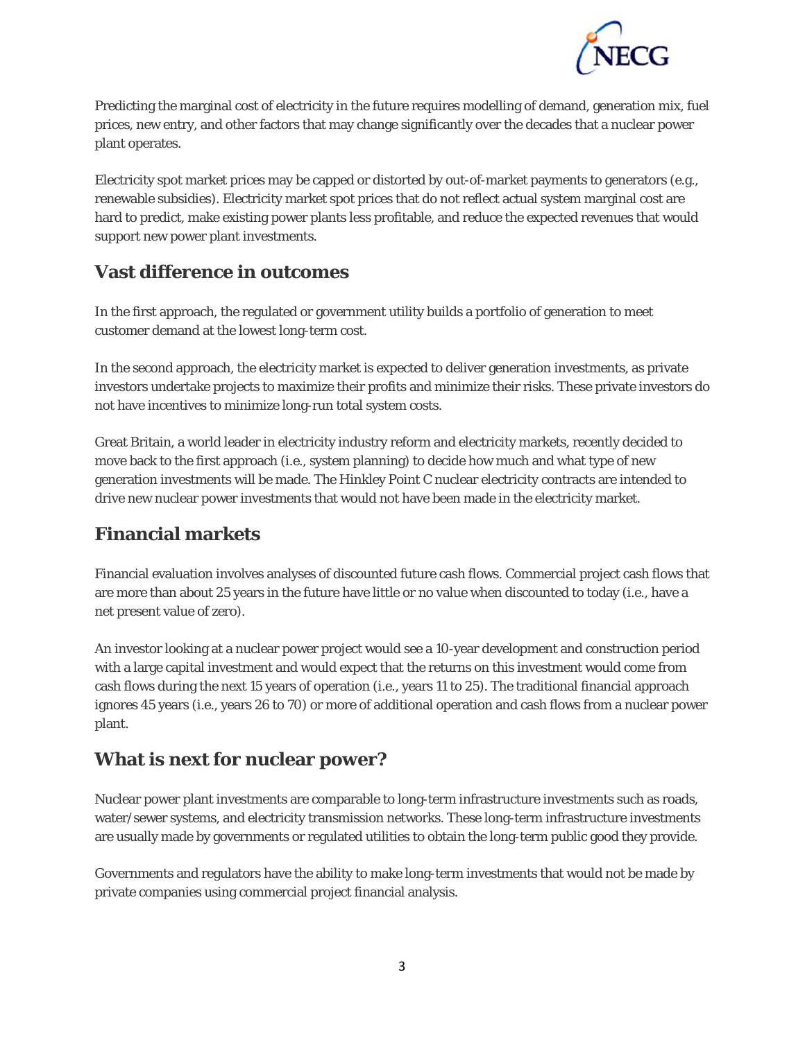Predicting the marginal cost of electricity in the future requires modelling of demand, generation mix, fuel prices, new entry, and other factors that may change significantly over the decades that a nuclear power plant operates.

Electricity spot market prices may be capped or distorted by out-of-market payments to generators (e.g., renewable subsidies). Electricity market spot prices that do not reflect actual system marginal cost are hard to predict, make existing power plants less profitable, and reduce the expected revenues that would support new power plant investments.

## Vast difference in outcomes

In the first approach, the regulated or government utility builds a portfolio of generation to meet customer demand at the lowest long-term cost.

In the second approach, the electricity market is expected to deliver generation investments, as private investors undertake projects to maximize their profits and minimize their risks. These private investors do not have incentives to minimize long-run total system costs.

Great Britain, a world leader in electricity industry reform and electricity markets, recently decided to move back to the first approach (i.e., system planning) to decide how much and what type of new generation investments will be made. The Hinkley Point C nuclear electricity contracts are intended to drive new nuclear power investments that would not have been made in the electricity market.

## Financial markets

Financial evaluation involves analyses of discounted future cash flows. Commercial project cash flows that are more than about 25 years in the future have little or no value when discounted to today (i.e., have a net present value of zero).

An investor looking at a nuclear power project would see a 10-year development and construction period with a large capital investment and would expect that the returns on this investment would come from cash flows during the next 15 years of operation (i.e., years 11 to 25). The traditional financial approach ignores 45 years (i.e., years 26 to 70) or more of additional operation and cash flows from a nuclear power plant.

## What is next for nuclear power?

Nuclear power plant investments are comparable to long-term infrastructure investments such as roads, water/sewer systems, and electricity transmission networks. These long-term infrastructure investments are usually made by governments or regulated utilities to obtain the long-term public good they provide.

Governments and regulators have the ability to make long-term investments that would not be made by private companies using commercial project financial analysis.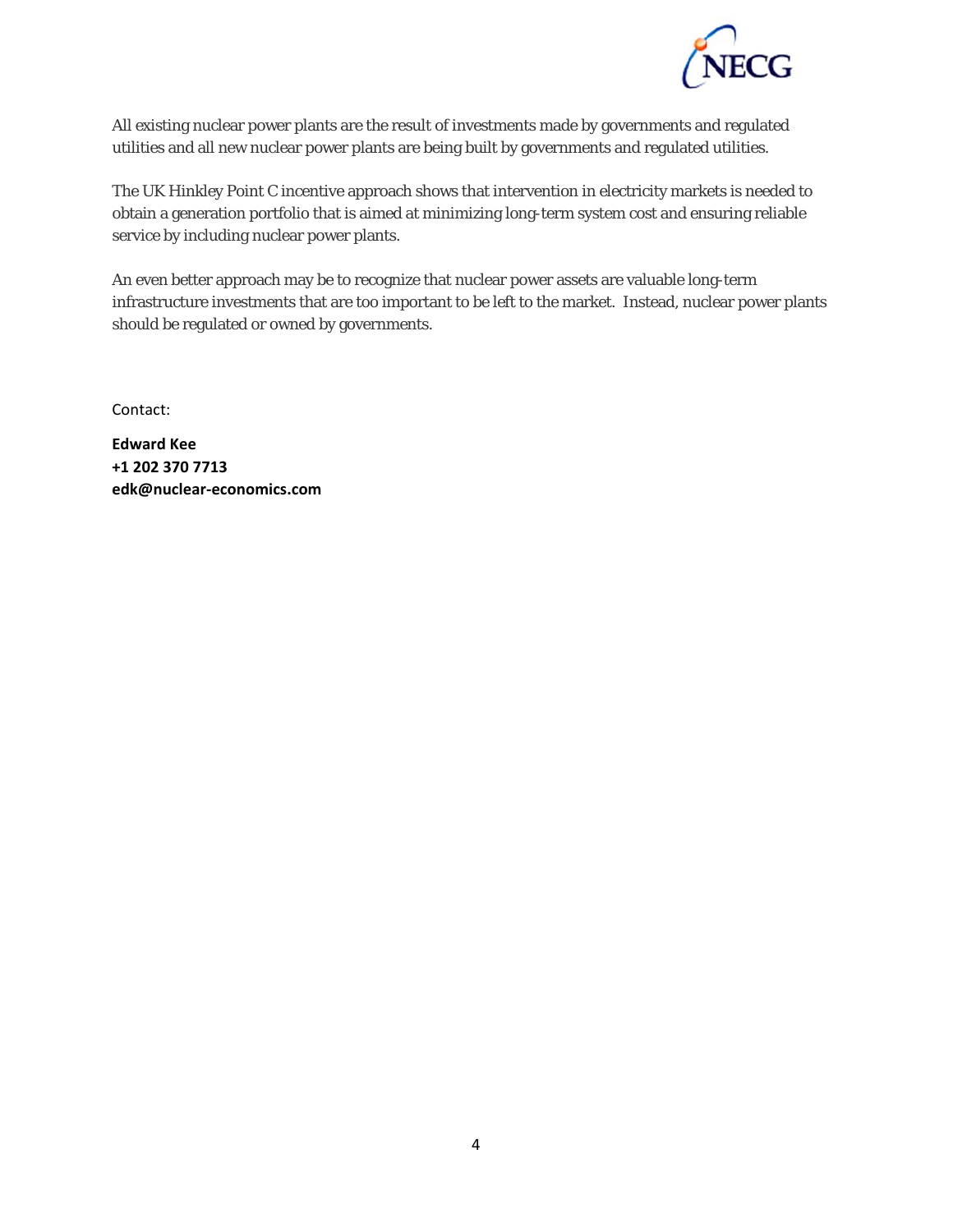All existing nuclear power plants are the result of investments made by governments and regulated utilities and all new nuclear power plants are being built by governments and regulated utilities.

The UK Hinkley Point C incentive approach shows that intervention in electricity markets is needed to obtain a generation portfolio that is aimed at minimizing long-term system cost and ensuring reliable service by including nuclear power plants.

An even better approach may be to recognize that nuclear power assets are valuable long-term infrastructure investments that are too important to be left to the market. Instead, nuclear power plants should be regulated or owned by governments.

Contact:

**Edward Kee**
**+1 202 370 7713**
**edk@nuclear-economics.com**